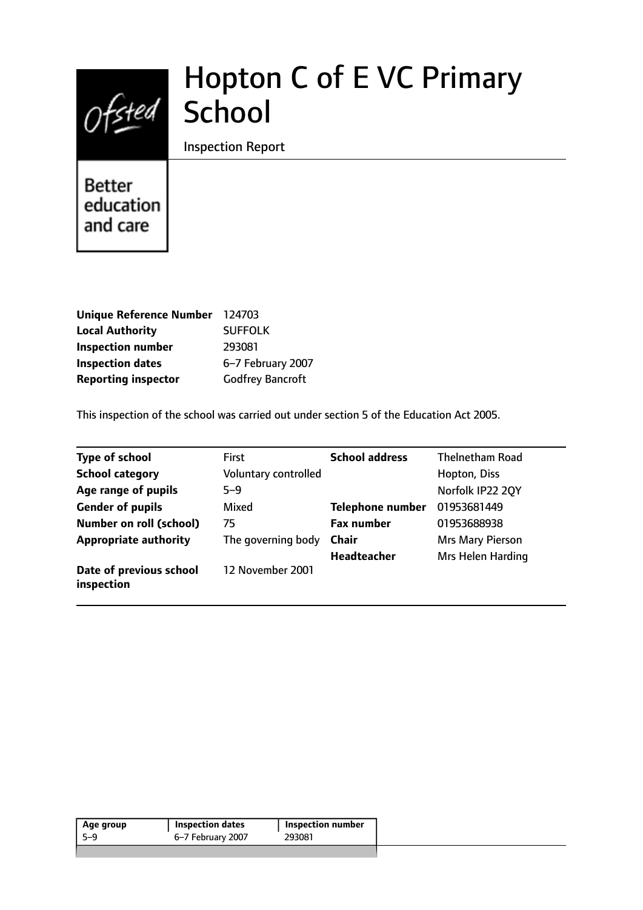# Hopton C of E VC Primary School

Inspection Report

Better education and care

| | |
|---|---|
| **Unique Reference Number** | 124703 |
| **Local Authority** | SUFFOLK |
| **Inspection number** | 293081 |
| **Inspection dates** | 6–7 February 2007 |
| **Reporting inspector** | Godfrey Bancroft |

This inspection of the school was carried out under section 5 of the Education Act 2005.

| | | | |
|---|---|---|---|
| **Type of school** | First | **School address** | Thelnetham Road |
| **School category** | Voluntary controlled | | Hopton, Diss |
| **Age range of pupils** | 5–9 | | Norfolk IP22 2QY |
| **Gender of pupils** | Mixed | **Telephone number** | 01953681449 |
| **Number on roll (school)** | 75 | **Fax number** | 01953688938 |
| **Appropriate authority** | The governing body | **Chair** | Mrs Mary Pierson |
| | | **Headteacher** | Mrs Helen Harding |
| **Date of previous school inspection** | 12 November 2001 | | |

| Age group | Inspection dates | Inspection number |
|---|---|---|
| 5–9 | 6–7 February 2007 | 293081 |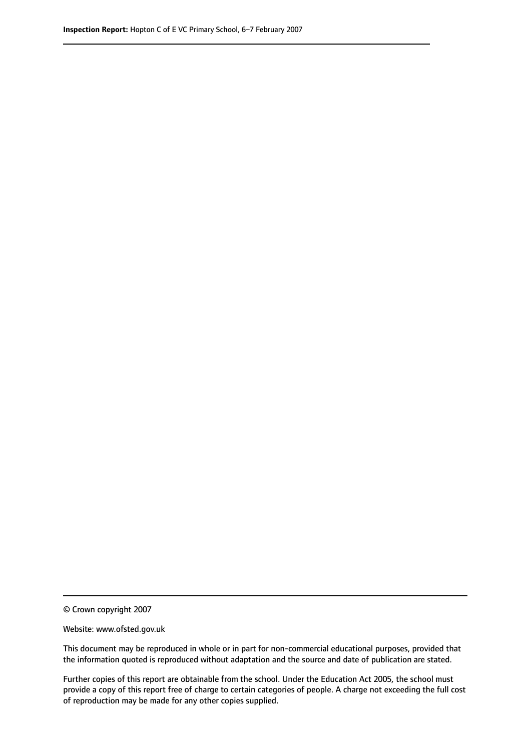© Crown copyright 2007

Website: www.ofsted.gov.uk

This document may be reproduced in whole or in part for non-commercial educational purposes, provided that the information quoted is reproduced without adaptation and the source and date of publication are stated.

Further copies of this report are obtainable from the school. Under the Education Act 2005, the school must provide a copy of this report free of charge to certain categories of people. A charge not exceeding the full cost of reproduction may be made for any other copies supplied.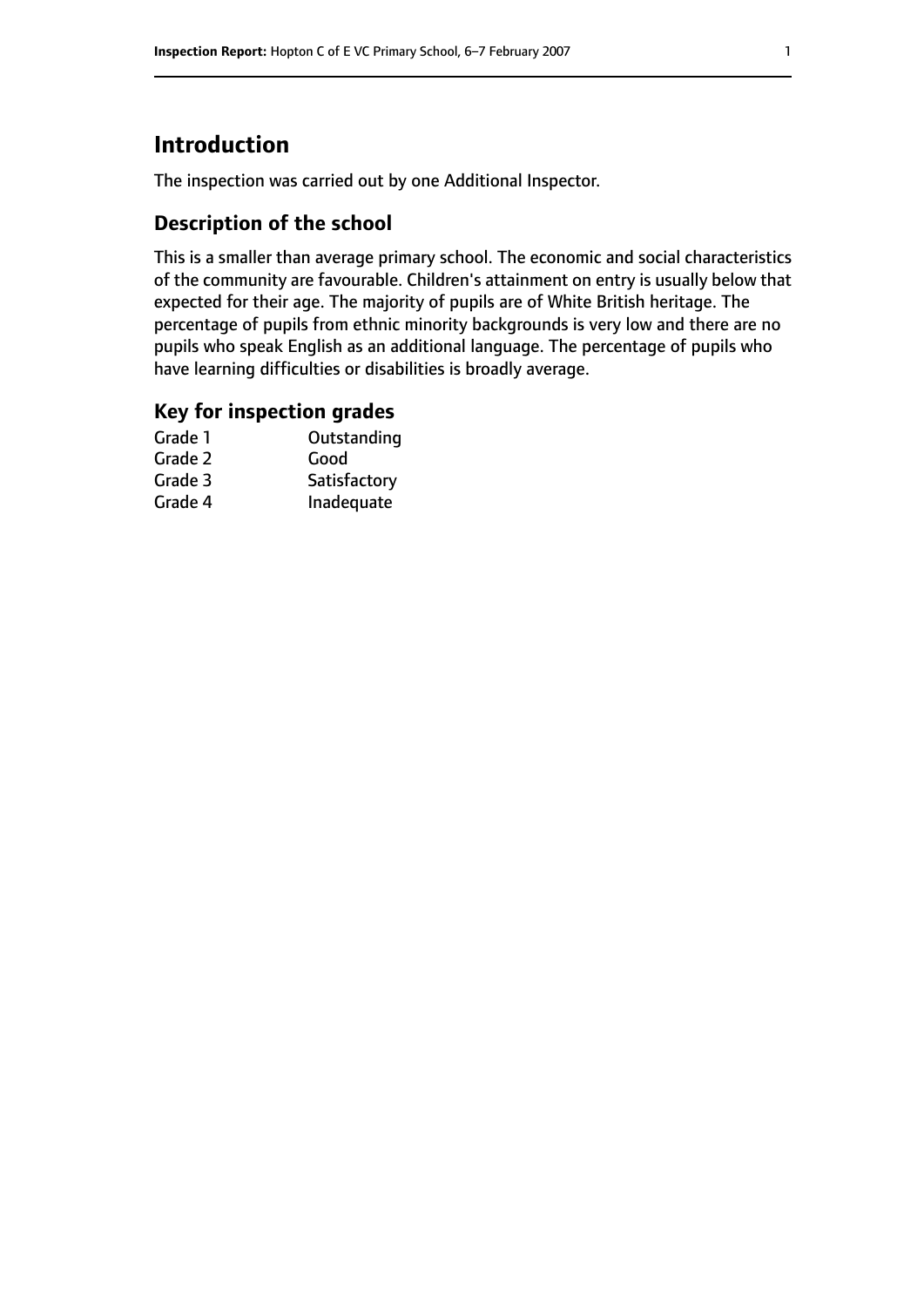# Introduction

The inspection was carried out by one Additional Inspector.

## Description of the school

This is a smaller than average primary school. The economic and social characteristics of the community are favourable. Children's attainment on entry is usually below that expected for their age. The majority of pupils are of White British heritage. The percentage of pupils from ethnic minority backgrounds is very low and there are no pupils who speak English as an additional language. The percentage of pupils who have learning difficulties or disabilities is broadly average.

## Key for inspection grades

| | |
|---|---|
| Grade 1 | Outstanding |
| Grade 2 | Good |
| Grade 3 | Satisfactory |
| Grade 4 | Inadequate |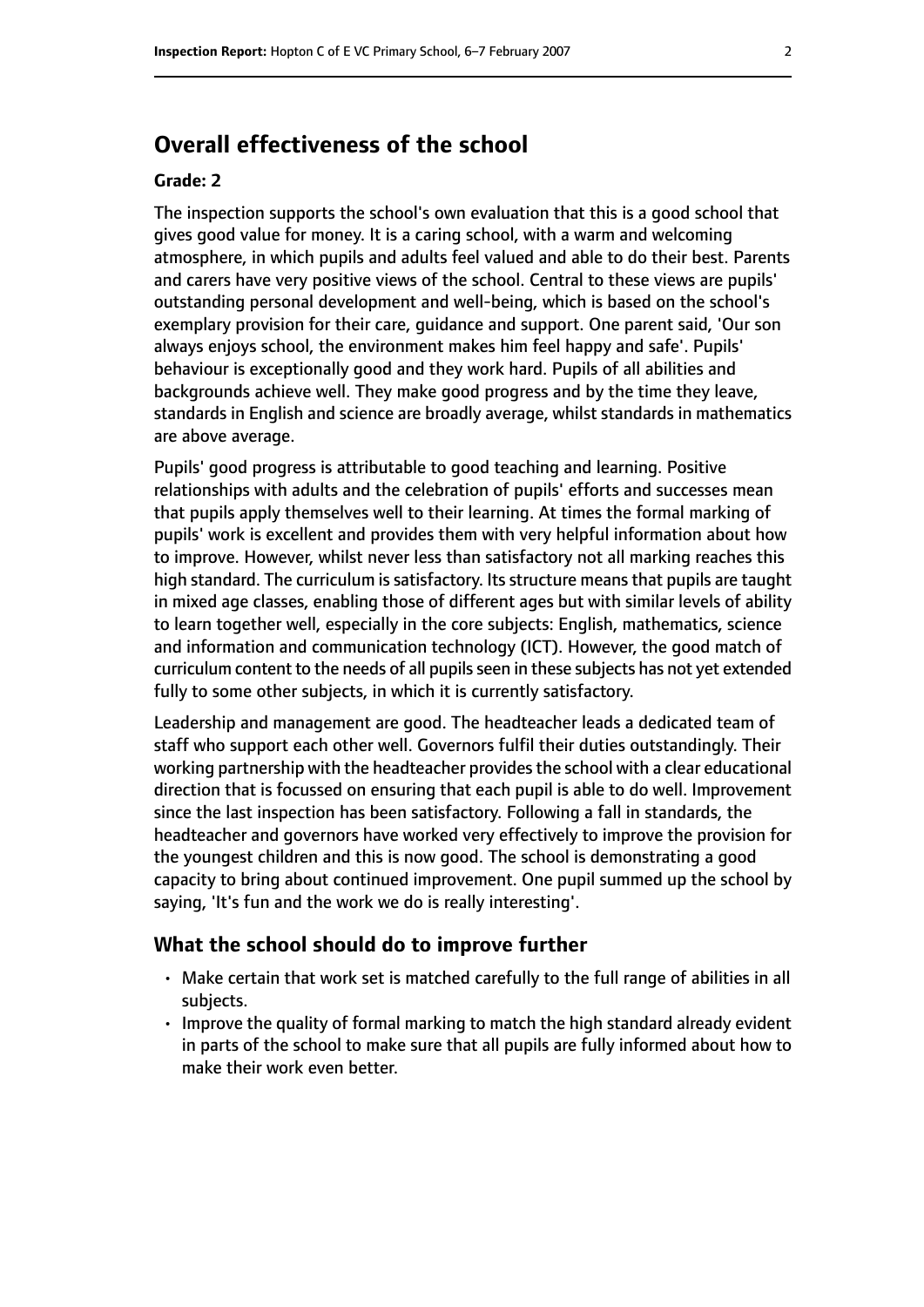## Overall effectiveness of the school

### Grade: 2

The inspection supports the school's own evaluation that this is a good school that gives good value for money. It is a caring school, with a warm and welcoming atmosphere, in which pupils and adults feel valued and able to do their best. Parents and carers have very positive views of the school. Central to these views are pupils' outstanding personal development and well-being, which is based on the school's exemplary provision for their care, guidance and support. One parent said, 'Our son always enjoys school, the environment makes him feel happy and safe'. Pupils' behaviour is exceptionally good and they work hard. Pupils of all abilities and backgrounds achieve well. They make good progress and by the time they leave, standards in English and science are broadly average, whilst standards in mathematics are above average.

Pupils' good progress is attributable to good teaching and learning. Positive relationships with adults and the celebration of pupils' efforts and successes mean that pupils apply themselves well to their learning. At times the formal marking of pupils' work is excellent and provides them with very helpful information about how to improve. However, whilst never less than satisfactory not all marking reaches this high standard. The curriculum is satisfactory. Its structure means that pupils are taught in mixed age classes, enabling those of different ages but with similar levels of ability to learn together well, especially in the core subjects: English, mathematics, science and information and communication technology (ICT). However, the good match of curriculum content to the needs of all pupils seen in these subjects has not yet extended fully to some other subjects, in which it is currently satisfactory.

Leadership and management are good. The headteacher leads a dedicated team of staff who support each other well. Governors fulfil their duties outstandingly. Their working partnership with the headteacher provides the school with a clear educational direction that is focussed on ensuring that each pupil is able to do well. Improvement since the last inspection has been satisfactory. Following a fall in standards, the headteacher and governors have worked very effectively to improve the provision for the youngest children and this is now good. The school is demonstrating a good capacity to bring about continued improvement. One pupil summed up the school by saying, 'It's fun and the work we do is really interesting'.

### What the school should do to improve further

- Make certain that work set is matched carefully to the full range of abilities in all subjects.
- Improve the quality of formal marking to match the high standard already evident in parts of the school to make sure that all pupils are fully informed about how to make their work even better.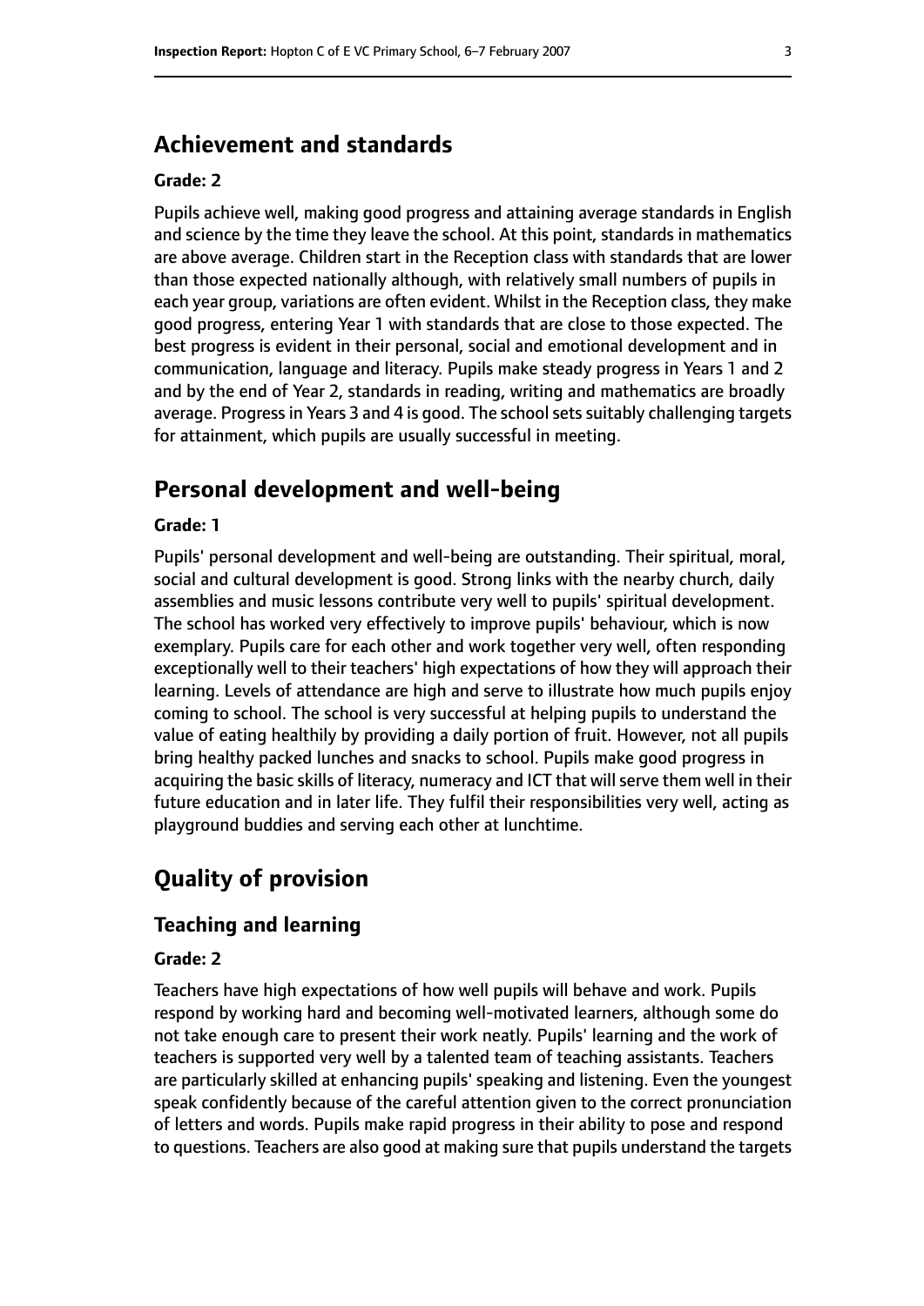## Achievement and standards

**Grade: 2**

Pupils achieve well, making good progress and attaining average standards in English and science by the time they leave the school. At this point, standards in mathematics are above average. Children start in the Reception class with standards that are lower than those expected nationally although, with relatively small numbers of pupils in each year group, variations are often evident. Whilst in the Reception class, they make good progress, entering Year 1 with standards that are close to those expected. The best progress is evident in their personal, social and emotional development and in communication, language and literacy. Pupils make steady progress in Years 1 and 2 and by the end of Year 2, standards in reading, writing and mathematics are broadly average. Progress in Years 3 and 4 is good. The school sets suitably challenging targets for attainment, which pupils are usually successful in meeting.

## Personal development and well-being

**Grade: 1**

Pupils' personal development and well-being are outstanding. Their spiritual, moral, social and cultural development is good. Strong links with the nearby church, daily assemblies and music lessons contribute very well to pupils' spiritual development. The school has worked very effectively to improve pupils' behaviour, which is now exemplary. Pupils care for each other and work together very well, often responding exceptionally well to their teachers' high expectations of how they will approach their learning. Levels of attendance are high and serve to illustrate how much pupils enjoy coming to school. The school is very successful at helping pupils to understand the value of eating healthily by providing a daily portion of fruit. However, not all pupils bring healthy packed lunches and snacks to school. Pupils make good progress in acquiring the basic skills of literacy, numeracy and ICT that will serve them well in their future education and in later life. They fulfil their responsibilities very well, acting as playground buddies and serving each other at lunchtime.

## Quality of provision

### Teaching and learning

**Grade: 2**

Teachers have high expectations of how well pupils will behave and work. Pupils respond by working hard and becoming well-motivated learners, although some do not take enough care to present their work neatly. Pupils' learning and the work of teachers is supported very well by a talented team of teaching assistants. Teachers are particularly skilled at enhancing pupils' speaking and listening. Even the youngest speak confidently because of the careful attention given to the correct pronunciation of letters and words. Pupils make rapid progress in their ability to pose and respond to questions. Teachers are also good at making sure that pupils understand the targets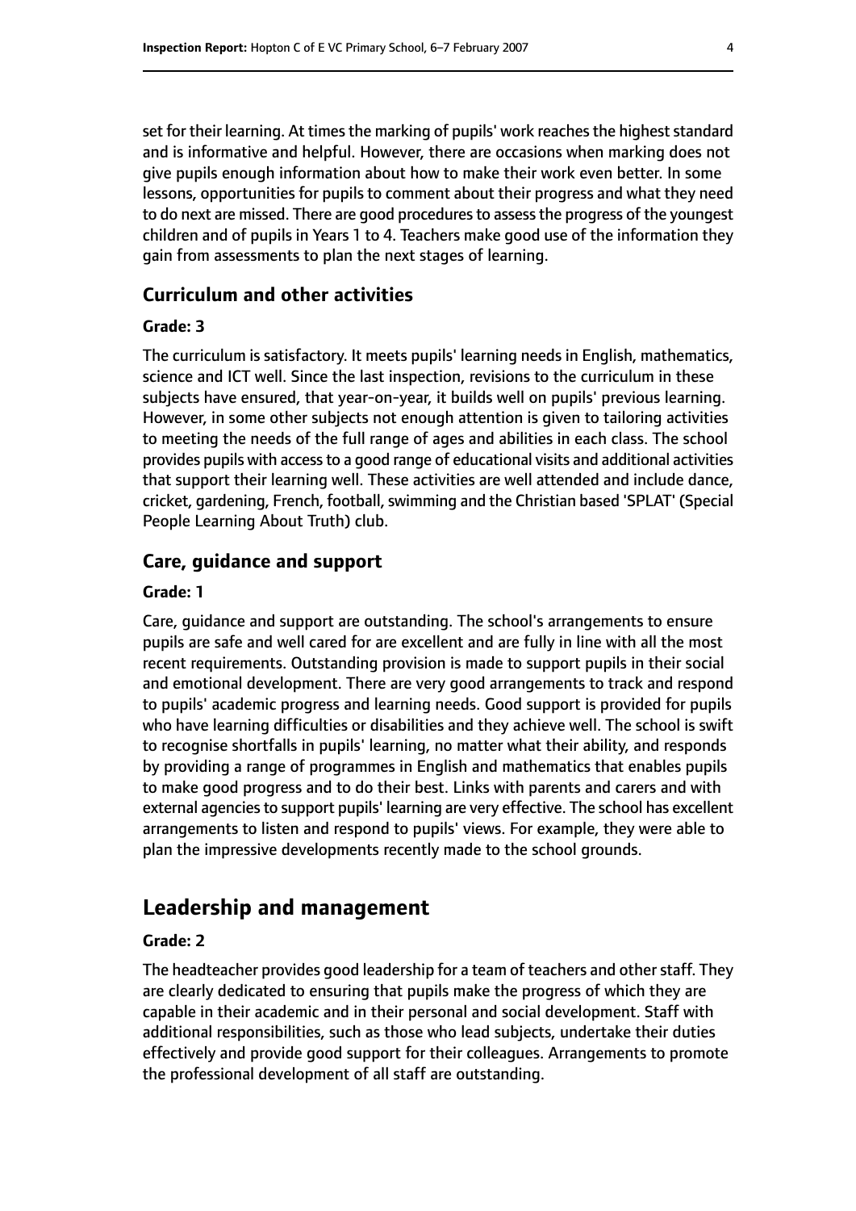set for their learning. At times the marking of pupils' work reaches the highest standard and is informative and helpful. However, there are occasions when marking does not give pupils enough information about how to make their work even better. In some lessons, opportunities for pupils to comment about their progress and what they need to do next are missed. There are good procedures to assess the progress of the youngest children and of pupils in Years 1 to 4. Teachers make good use of the information they gain from assessments to plan the next stages of learning.

### Curriculum and other activities

#### Grade: 3

The curriculum is satisfactory. It meets pupils' learning needs in English, mathematics, science and ICT well. Since the last inspection, revisions to the curriculum in these subjects have ensured, that year-on-year, it builds well on pupils' previous learning. However, in some other subjects not enough attention is given to tailoring activities to meeting the needs of the full range of ages and abilities in each class. The school provides pupils with access to a good range of educational visits and additional activities that support their learning well. These activities are well attended and include dance, cricket, gardening, French, football, swimming and the Christian based 'SPLAT' (Special People Learning About Truth) club.

### Care, guidance and support

#### Grade: 1

Care, guidance and support are outstanding. The school's arrangements to ensure pupils are safe and well cared for are excellent and are fully in line with all the most recent requirements. Outstanding provision is made to support pupils in their social and emotional development. There are very good arrangements to track and respond to pupils' academic progress and learning needs. Good support is provided for pupils who have learning difficulties or disabilities and they achieve well. The school is swift to recognise shortfalls in pupils' learning, no matter what their ability, and responds by providing a range of programmes in English and mathematics that enables pupils to make good progress and to do their best. Links with parents and carers and with external agencies to support pupils' learning are very effective. The school has excellent arrangements to listen and respond to pupils' views. For example, they were able to plan the impressive developments recently made to the school grounds.

## Leadership and management

#### Grade: 2

The headteacher provides good leadership for a team of teachers and other staff. They are clearly dedicated to ensuring that pupils make the progress of which they are capable in their academic and in their personal and social development. Staff with additional responsibilities, such as those who lead subjects, undertake their duties effectively and provide good support for their colleagues. Arrangements to promote the professional development of all staff are outstanding.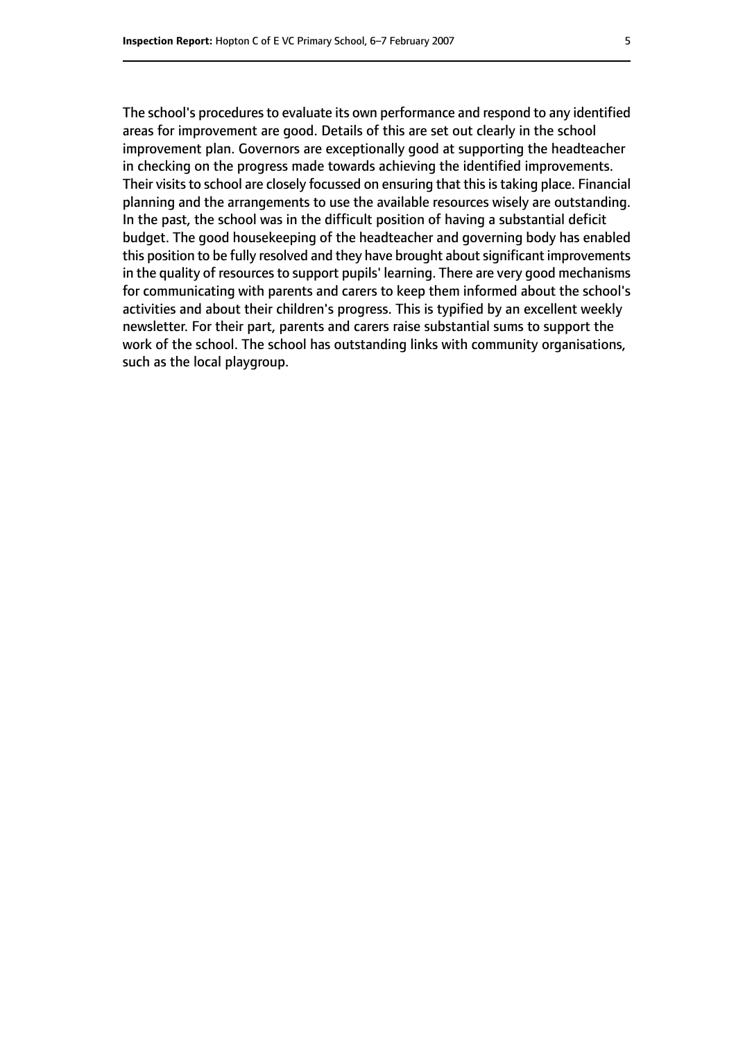The school's procedures to evaluate its own performance and respond to any identified areas for improvement are good. Details of this are set out clearly in the school improvement plan. Governors are exceptionally good at supporting the headteacher in checking on the progress made towards achieving the identified improvements. Their visits to school are closely focussed on ensuring that this is taking place. Financial planning and the arrangements to use the available resources wisely are outstanding. In the past, the school was in the difficult position of having a substantial deficit budget. The good housekeeping of the headteacher and governing body has enabled this position to be fully resolved and they have brought about significant improvements in the quality of resources to support pupils' learning. There are very good mechanisms for communicating with parents and carers to keep them informed about the school's activities and about their children's progress. This is typified by an excellent weekly newsletter. For their part, parents and carers raise substantial sums to support the work of the school. The school has outstanding links with community organisations, such as the local playgroup.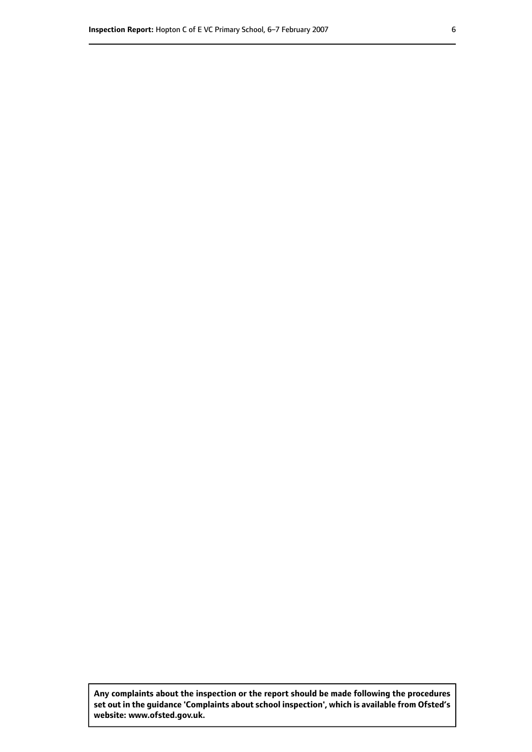**Any complaints about the inspection or the report should be made following the procedures set out in the guidance 'Complaints about school inspection', which is available from Ofsted's website: www.ofsted.gov.uk.**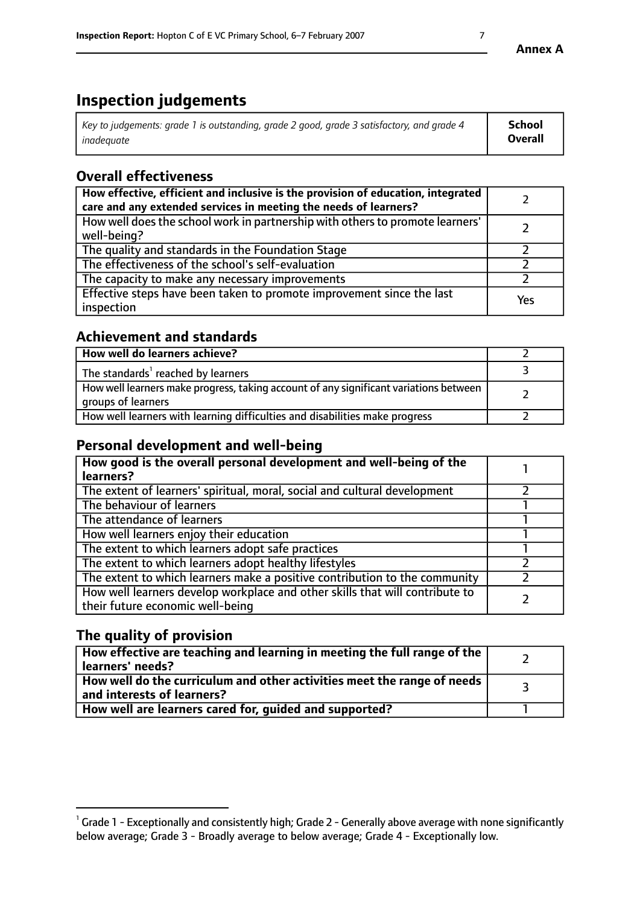Annex A

# Inspection judgements

| *Key to judgements: grade 1 is outstanding, grade 2 good, grade 3 satisfactory, and grade 4 inadequate* | **School Overall** |
|---|---|

## Overall effectiveness

| | |
|---|---|
| **How effective, efficient and inclusive is the provision of education, integrated care and any extended services in meeting the needs of learners?** | 2 |
| How well does the school work in partnership with others to promote learners' well-being? | 2 |
| The quality and standards in the Foundation Stage | 2 |
| The effectiveness of the school's self-evaluation | 2 |
| The capacity to make any necessary improvements | 2 |
| Effective steps have been taken to promote improvement since the last inspection | Yes |

## Achievement and standards

| | |
|---|---|
| **How well do learners achieve?** | 2 |
| The standards[1] reached by learners | 3 |
| How well learners make progress, taking account of any significant variations between groups of learners | 2 |
| How well learners with learning difficulties and disabilities make progress | 2 |

## Personal development and well-being

| | |
|---|---|
| **How good is the overall personal development and well-being of the learners?** | 1 |
| The extent of learners' spiritual, moral, social and cultural development | 2 |
| The behaviour of learners | 1 |
| The attendance of learners | 1 |
| How well learners enjoy their education | 1 |
| The extent to which learners adopt safe practices | 1 |
| The extent to which learners adopt healthy lifestyles | 2 |
| The extent to which learners make a positive contribution to the community | 2 |
| How well learners develop workplace and other skills that will contribute to their future economic well-being | 2 |

## The quality of provision

| | |
|---|---|
| **How effective are teaching and learning in meeting the full range of the learners' needs?** | 2 |
| **How well do the curriculum and other activities meet the range of needs and interests of learners?** | 3 |
| **How well are learners cared for, guided and supported?** | 1 |

[1] Grade 1 - Exceptionally and consistently high; Grade 2 - Generally above average with none significantly below average; Grade 3 - Broadly average to below average; Grade 4 - Exceptionally low.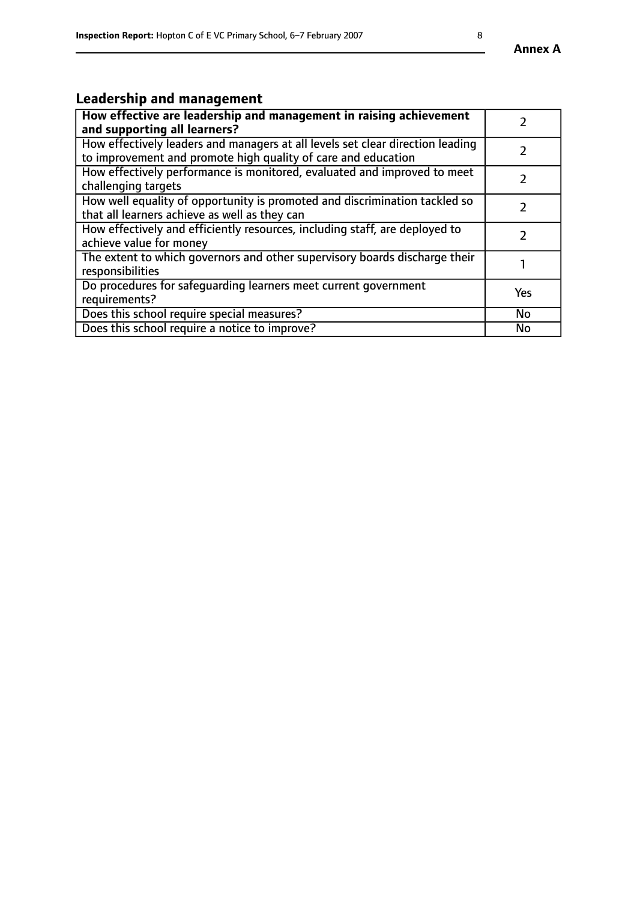## Leadership and management

| **How effective are leadership and management in raising achievement and supporting all learners?** | 2 |
|---|---|
| How effectively leaders and managers at all levels set clear direction leading to improvement and promote high quality of care and education | 2 |
| How effectively performance is monitored, evaluated and improved to meet challenging targets | 2 |
| How well equality of opportunity is promoted and discrimination tackled so that all learners achieve as well as they can | 2 |
| How effectively and efficiently resources, including staff, are deployed to achieve value for money | 2 |
| The extent to which governors and other supervisory boards discharge their responsibilities | 1 |
| Do procedures for safeguarding learners meet current government requirements? | Yes |
| Does this school require special measures? | No |
| Does this school require a notice to improve? | No |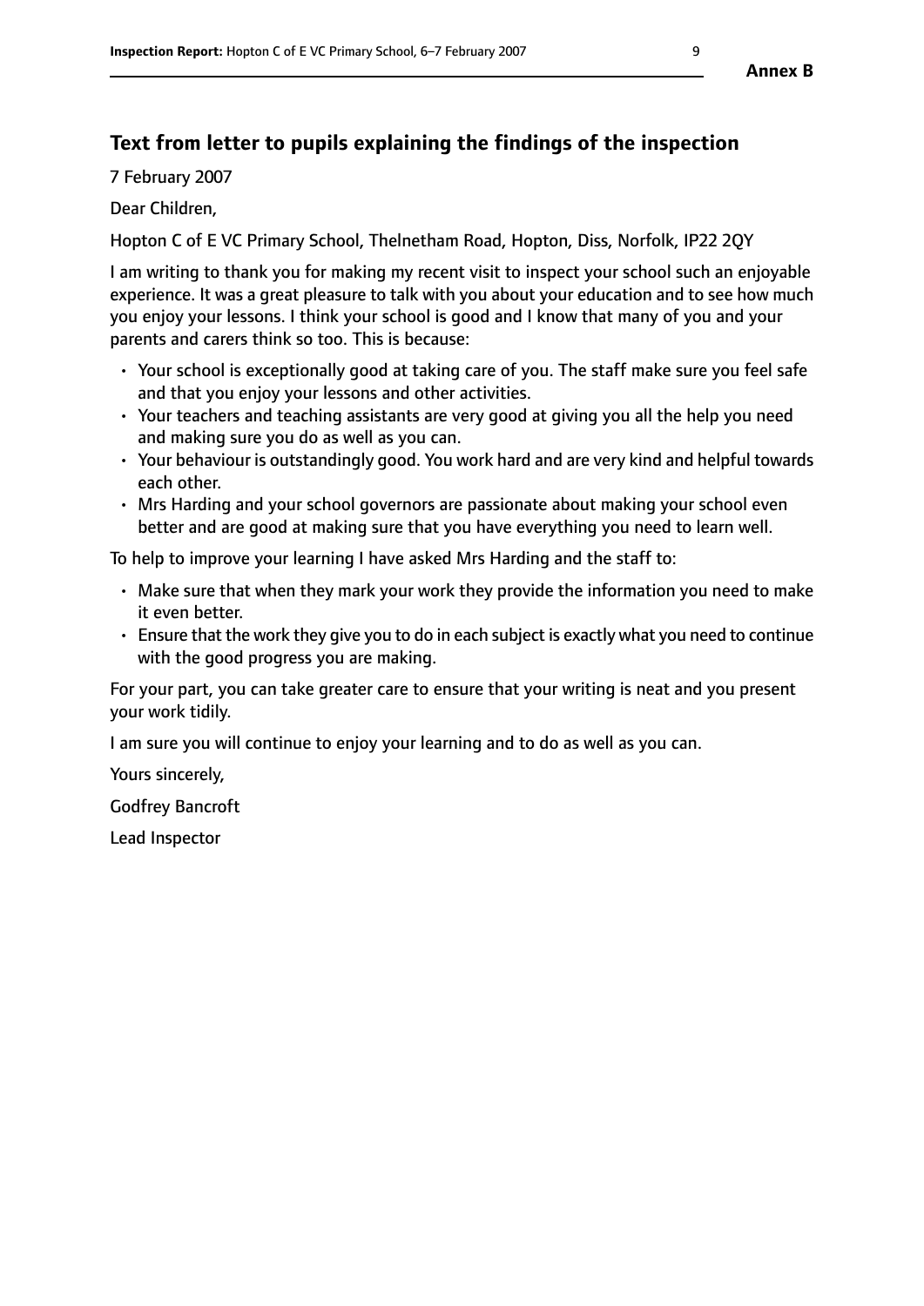## Text from letter to pupils explaining the findings of the inspection

7 February 2007

Dear Children,

Hopton C of E VC Primary School, Thelnetham Road, Hopton, Diss, Norfolk, IP22 2QY

I am writing to thank you for making my recent visit to inspect your school such an enjoyable experience. It was a great pleasure to talk with you about your education and to see how much you enjoy your lessons. I think your school is good and I know that many of you and your parents and carers think so too. This is because:

- Your school is exceptionally good at taking care of you. The staff make sure you feel safe and that you enjoy your lessons and other activities.
- Your teachers and teaching assistants are very good at giving you all the help you need and making sure you do as well as you can.
- Your behaviour is outstandingly good. You work hard and are very kind and helpful towards each other.
- Mrs Harding and your school governors are passionate about making your school even better and are good at making sure that you have everything you need to learn well.

To help to improve your learning I have asked Mrs Harding and the staff to:

- Make sure that when they mark your work they provide the information you need to make it even better.
- Ensure that the work they give you to do in each subject is exactly what you need to continue with the good progress you are making.

For your part, you can take greater care to ensure that your writing is neat and you present your work tidily.

I am sure you will continue to enjoy your learning and to do as well as you can.

Yours sincerely,

Godfrey Bancroft

Lead Inspector